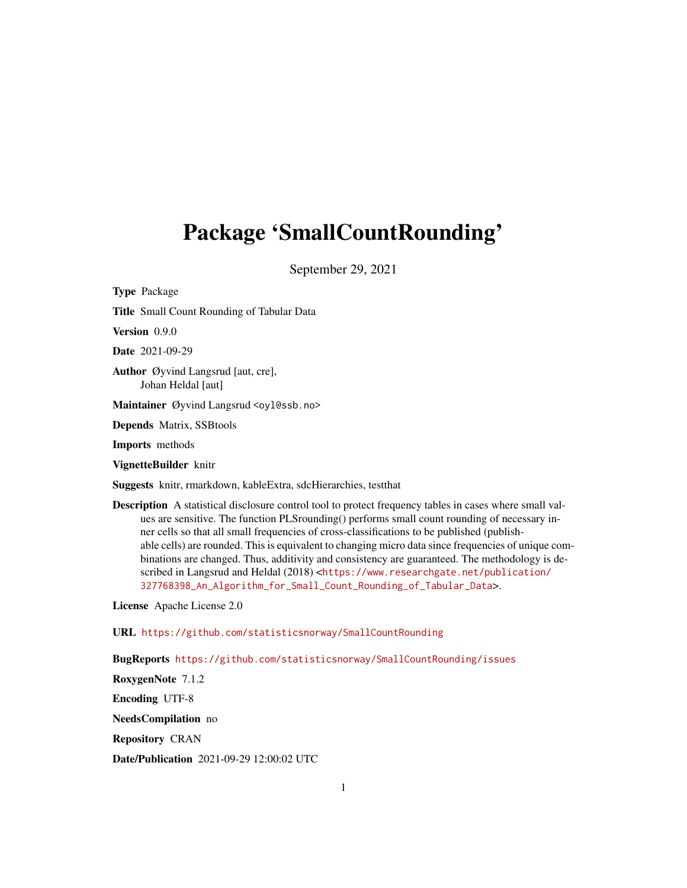# Package 'SmallCountRounding'

September 29, 2021

**Type** Package

**Title** Small Count Rounding of Tabular Data

**Version** 0.9.0

**Date** 2021-09-29

**Author** Øyvind Langsrud [aut, cre],
Johan Heldal [aut]

**Maintainer** Øyvind Langsrud <oyl@ssb.no>

**Depends** Matrix, SSBtools

**Imports** methods

**VignetteBuilder** knitr

**Suggests** knitr, rmarkdown, kableExtra, sdcHierarchies, testthat

**Description** A statistical disclosure control tool to protect frequency tables in cases where small values are sensitive. The function PLSrounding() performs small count rounding of necessary inner cells so that all small frequencies of cross-classifications to be published (publishable cells) are rounded. This is equivalent to changing micro data since frequencies of unique combinations are changed. Thus, additivity and consistency are guaranteed. The methodology is described in Langsrud and Heldal (2018) <https://www.researchgate.net/publication/327768398_An_Algorithm_for_Small_Count_Rounding_of_Tabular_Data>.

**License** Apache License 2.0

**URL** https://github.com/statisticsnorway/SmallCountRounding

**BugReports** https://github.com/statisticsnorway/SmallCountRounding/issues

**RoxygenNote** 7.1.2

**Encoding** UTF-8

**NeedsCompilation** no

**Repository** CRAN

**Date/Publication** 2021-09-29 12:00:02 UTC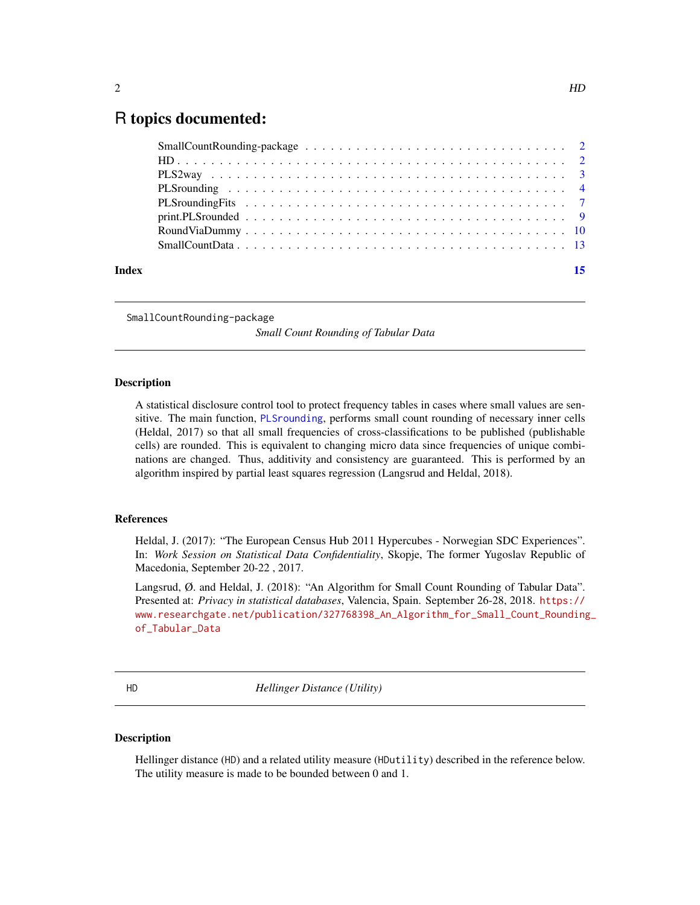# R topics documented:

SmallCountRounding-package . . . . . . . . . . . . . . . . . . . . . . . . . . . . . . . 2
HD . . . . . . . . . . . . . . . . . . . . . . . . . . . . . . . . . . . . . . . . . . . 2
PLS2way . . . . . . . . . . . . . . . . . . . . . . . . . . . . . . . . . . . . . . . . 3
PLSrounding . . . . . . . . . . . . . . . . . . . . . . . . . . . . . . . . . . . . . . 4
PLSroundingFits . . . . . . . . . . . . . . . . . . . . . . . . . . . . . . . . . . . . 7
print.PLSrounded . . . . . . . . . . . . . . . . . . . . . . . . . . . . . . . . . . . 9
RoundViaDummy . . . . . . . . . . . . . . . . . . . . . . . . . . . . . . . . . . . . 10
SmallCountData . . . . . . . . . . . . . . . . . . . . . . . . . . . . . . . . . . . . 13

**Index** **15**

---

SmallCountRounding-package — *Small Count Rounding of Tabular Data*

---

### Description

A statistical disclosure control tool to protect frequency tables in cases where small values are sensitive. The main function, PLSrounding, performs small count rounding of necessary inner cells (Heldal, 2017) so that all small frequencies of cross-classifications to be published (publishable cells) are rounded. This is equivalent to changing micro data since frequencies of unique combinations are changed. Thus, additivity and consistency are guaranteed. This is performed by an algorithm inspired by partial least squares regression (Langsrud and Heldal, 2018).

### References

Heldal, J. (2017): "The European Census Hub 2011 Hypercubes - Norwegian SDC Experiences". In: *Work Session on Statistical Data Confidentiality*, Skopje, The former Yugoslav Republic of Macedonia, September 20-22 , 2017.

Langsrud, Ø. and Heldal, J. (2018): "An Algorithm for Small Count Rounding of Tabular Data". Presented at: *Privacy in statistical databases*, Valencia, Spain. September 26-28, 2018. https://www.researchgate.net/publication/327768398_An_Algorithm_for_Small_Count_Rounding_of_Tabular_Data

---

HD — *Hellinger Distance (Utility)*

---

### Description

Hellinger distance (HD) and a related utility measure (HDutility) described in the reference below. The utility measure is made to be bounded between 0 and 1.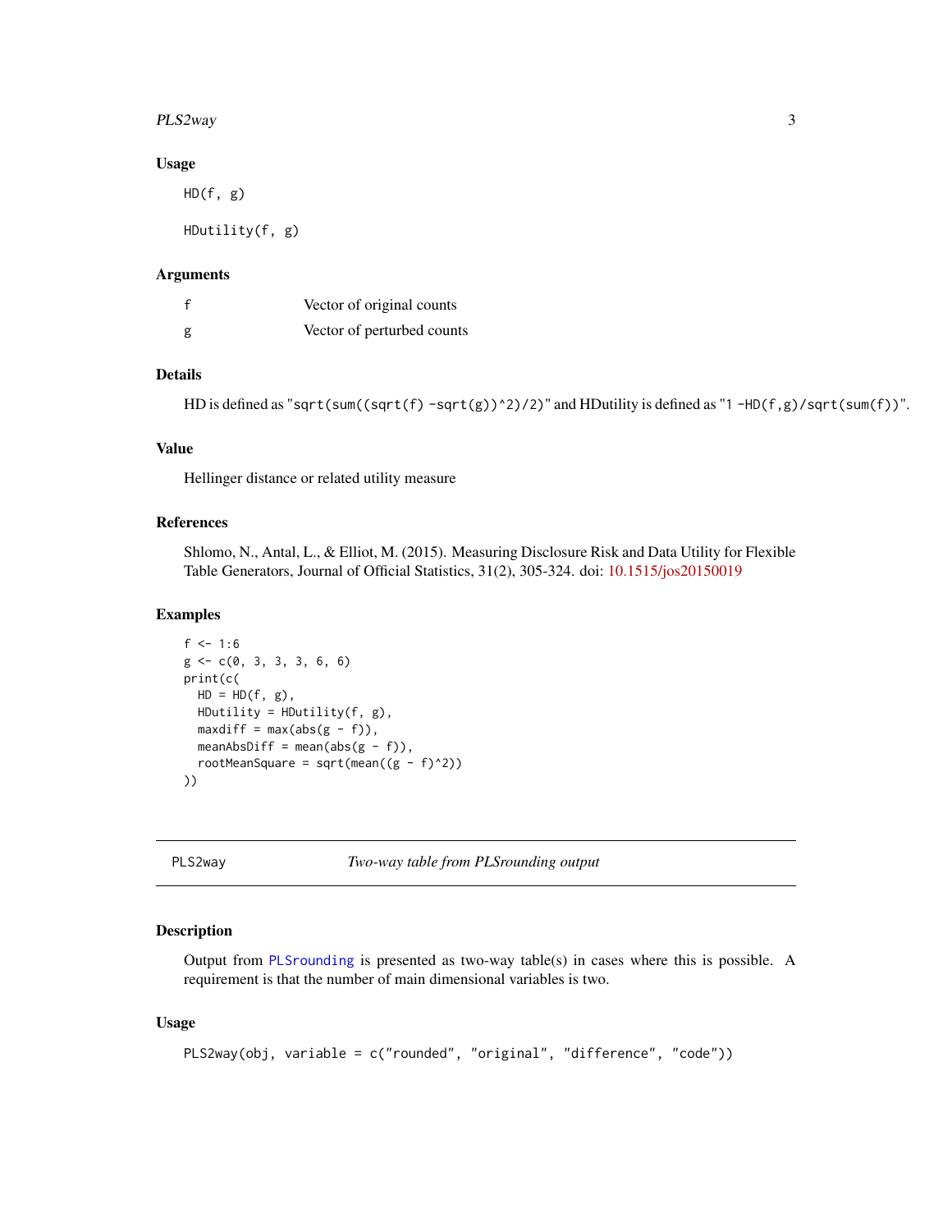### Usage

```
HD(f, g)

HDutility(f, g)
```

### Arguments

| | |
|---|---|
| f | Vector of original counts |
| g | Vector of perturbed counts |

### Details

HD is defined as "`sqrt(sum((sqrt(f) -sqrt(g))^2)/2)`" and HDutility is defined as "`1 -HD(f,g)/sqrt(sum(f))`".

### Value

Hellinger distance or related utility measure

### References

Shlomo, N., Antal, L., & Elliot, M. (2015). Measuring Disclosure Risk and Data Utility for Flexible Table Generators, Journal of Official Statistics, 31(2), 305-324. doi: 10.1515/jos20150019

### Examples

```
f <- 1:6
g <- c(0, 3, 3, 3, 6, 6)
print(c(
  HD = HD(f, g),
  HDutility = HDutility(f, g),
  maxdiff = max(abs(g - f)),
  meanAbsDiff = mean(abs(g - f)),
  rootMeanSquare = sqrt(mean((g - f)^2))
))
```

---

## PLS2way — *Two-way table from PLSrounding output*

### Description

Output from `PLSrounding` is presented as two-way table(s) in cases where this is possible. A requirement is that the number of main dimensional variables is two.

### Usage

```
PLS2way(obj, variable = c("rounded", "original", "difference", "code"))
```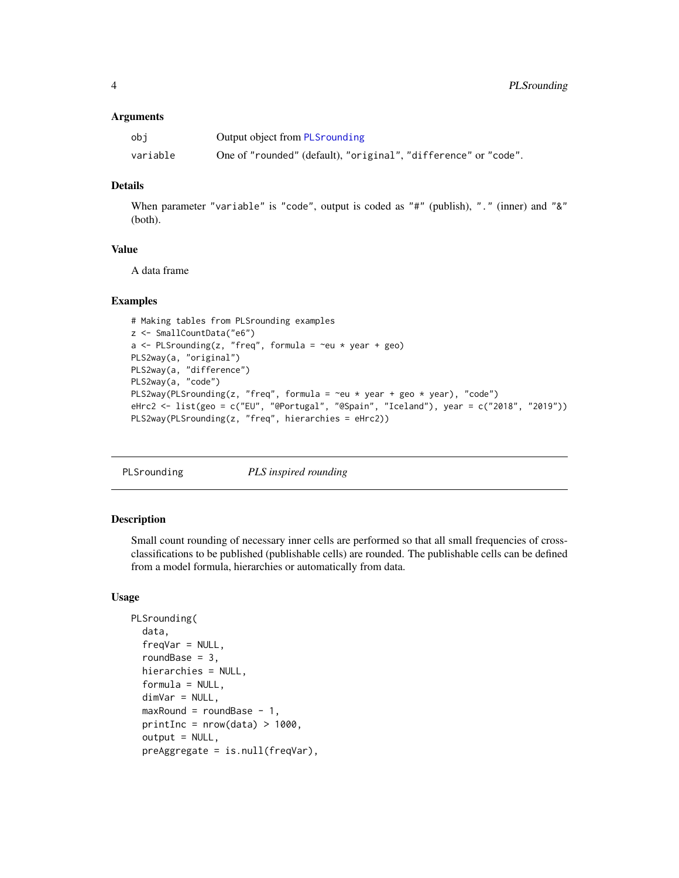### Arguments

| | |
|---|---|
| obj | Output object from PLSrounding |
| variable | One of "rounded" (default), "original", "difference" or "code". |

### Details

When parameter "variable" is "code", output is coded as "#" (publish), "." (inner) and "&" (both).

### Value

A data frame

### Examples

```
# Making tables from PLSrounding examples
z <- SmallCountData("e6")
a <- PLSrounding(z, "freq", formula = ~eu * year + geo)
PLS2way(a, "original")
PLS2way(a, "difference")
PLS2way(a, "code")
PLS2way(PLSrounding(z, "freq", formula = ~eu * year + geo * year), "code")
eHrc2 <- list(geo = c("EU", "@Portugal", "@Spain", "Iceland"), year = c("2018", "2019"))
PLS2way(PLSrounding(z, "freq", hierarchies = eHrc2))
```

---

## PLSrounding — *PLS inspired rounding*

### Description

Small count rounding of necessary inner cells are performed so that all small frequencies of cross-classifications to be published (publishable cells) are rounded. The publishable cells can be defined from a model formula, hierarchies or automatically from data.

### Usage

```
PLSrounding(
  data,
  freqVar = NULL,
  roundBase = 3,
  hierarchies = NULL,
  formula = NULL,
  dimVar = NULL,
  maxRound = roundBase - 1,
  printInc = nrow(data) > 1000,
  output = NULL,
  preAggregate = is.null(freqVar),
```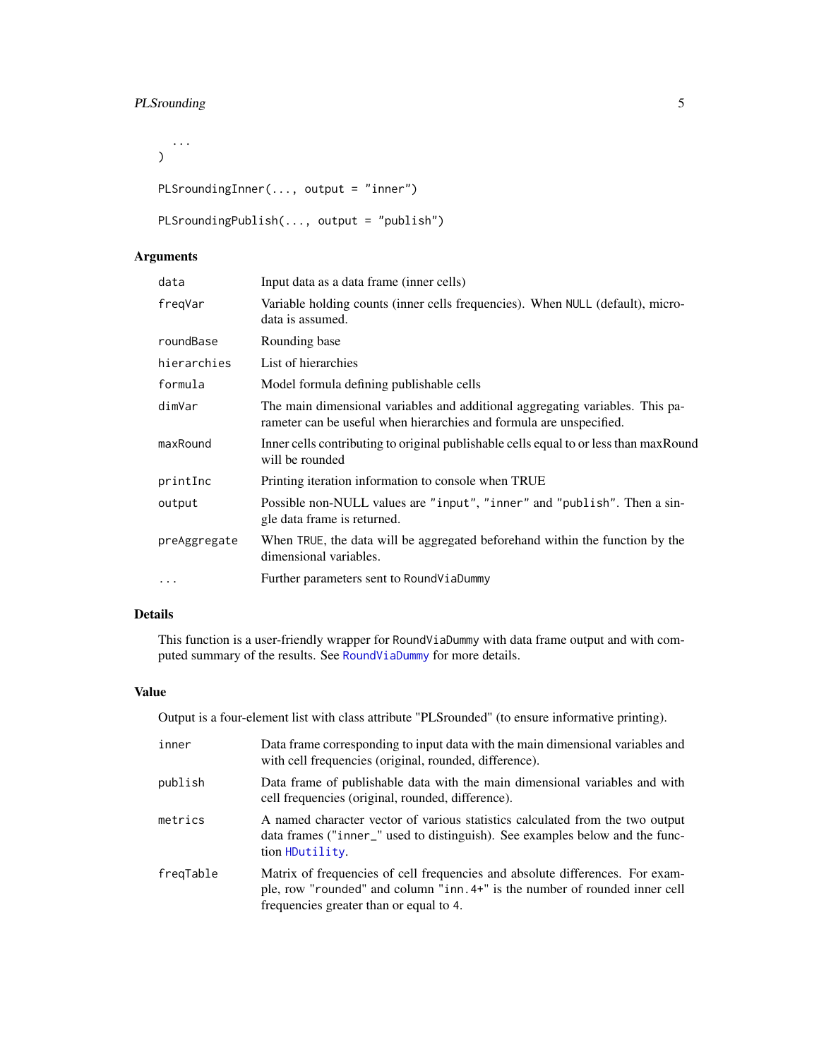```
  ...
)

PLSroundingInner(..., output = "inner")

PLSroundingPublish(..., output = "publish")
```

## Arguments

| | |
|---|---|
| `data` | Input data as a data frame (inner cells) |
| `freqVar` | Variable holding counts (inner cells frequencies). When `NULL` (default), microdata is assumed. |
| `roundBase` | Rounding base |
| `hierarchies` | List of hierarchies |
| `formula` | Model formula defining publishable cells |
| `dimVar` | The main dimensional variables and additional aggregating variables. This parameter can be useful when hierarchies and formula are unspecified. |
| `maxRound` | Inner cells contributing to original publishable cells equal to or less than maxRound will be rounded |
| `printInc` | Printing iteration information to console when TRUE |
| `output` | Possible non-NULL values are `"input"`, `"inner"` and `"publish"`. Then a single data frame is returned. |
| `preAggregate` | When `TRUE`, the data will be aggregated beforehand within the function by the dimensional variables. |
| `...` | Further parameters sent to `RoundViaDummy` |

## Details

This function is a user-friendly wrapper for `RoundViaDummy` with data frame output and with computed summary of the results. See `RoundViaDummy` for more details.

## Value

Output is a four-element list with class attribute "PLSrounded" (to ensure informative printing).

| | |
|---|---|
| `inner` | Data frame corresponding to input data with the main dimensional variables and with cell frequencies (original, rounded, difference). |
| `publish` | Data frame of publishable data with the main dimensional variables and with cell frequencies (original, rounded, difference). |
| `metrics` | A named character vector of various statistics calculated from the two output data frames (`"inner_"` used to distinguish). See examples below and the function `HDutility`. |
| `freqTable` | Matrix of frequencies of cell frequencies and absolute differences. For example, row `"rounded"` and column `"inn.4+"` is the number of rounded inner cell frequencies greater than or equal to `4`. |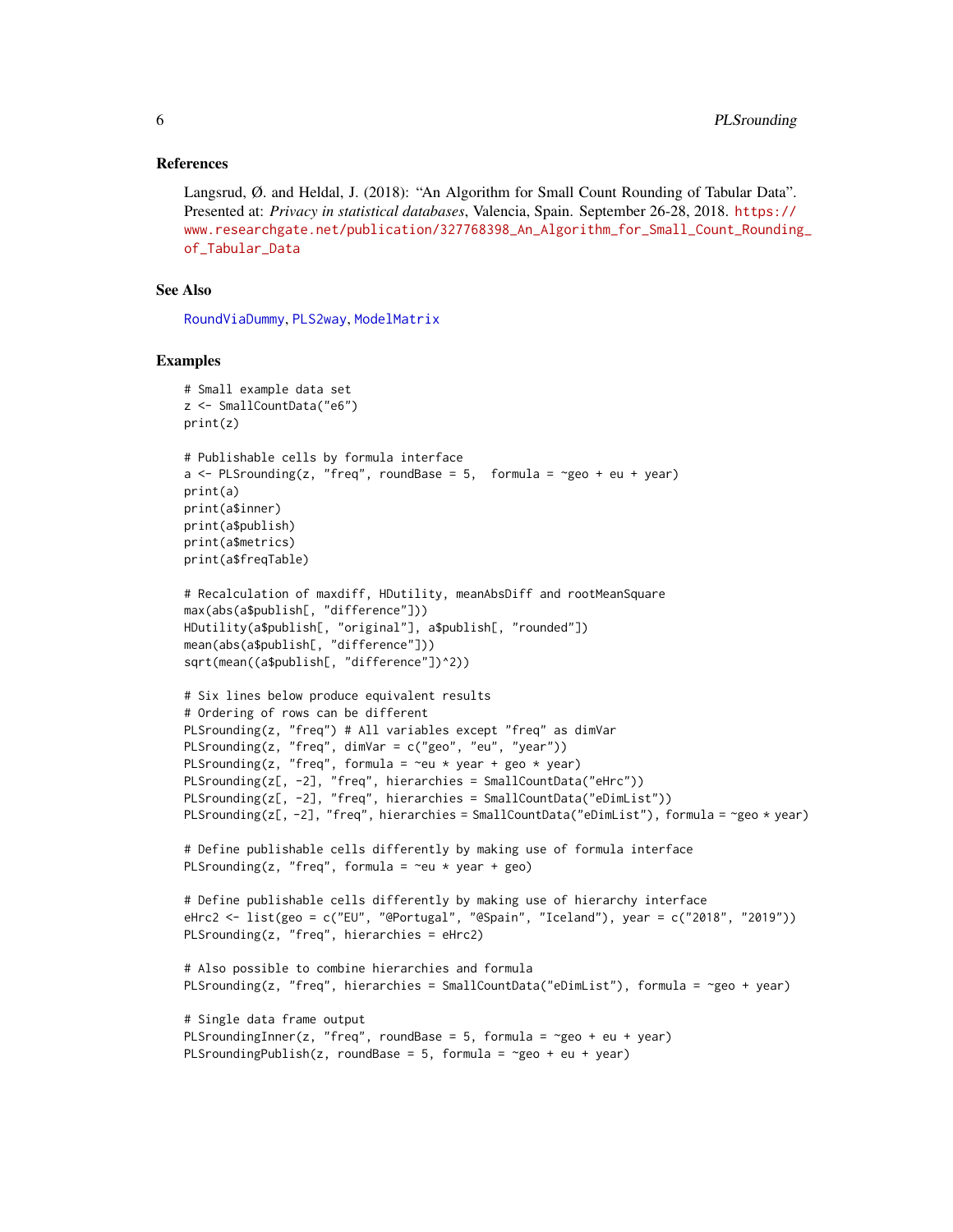### References

Langsrud, Ø. and Heldal, J. (2018): "An Algorithm for Small Count Rounding of Tabular Data". Presented at: *Privacy in statistical databases*, Valencia, Spain. September 26-28, 2018. https://www.researchgate.net/publication/327768398_An_Algorithm_for_Small_Count_Rounding_of_Tabular_Data

### See Also

RoundViaDummy, PLS2way, ModelMatrix

### Examples

```
# Small example data set
z <- SmallCountData("e6")
print(z)

# Publishable cells by formula interface
a <- PLSrounding(z, "freq", roundBase = 5,  formula = ~geo + eu + year)
print(a)
print(a$inner)
print(a$publish)
print(a$metrics)
print(a$freqTable)

# Recalculation of maxdiff, HDutility, meanAbsDiff and rootMeanSquare
max(abs(a$publish[, "difference"]))
HDutility(a$publish[, "original"], a$publish[, "rounded"])
mean(abs(a$publish[, "difference"]))
sqrt(mean((a$publish[, "difference"])^2))

# Six lines below produce equivalent results
# Ordering of rows can be different
PLSrounding(z, "freq") # All variables except "freq" as dimVar
PLSrounding(z, "freq", dimVar = c("geo", "eu", "year"))
PLSrounding(z, "freq", formula = ~eu * year + geo * year)
PLSrounding(z[, -2], "freq", hierarchies = SmallCountData("eHrc"))
PLSrounding(z[, -2], "freq", hierarchies = SmallCountData("eDimList"))
PLSrounding(z[, -2], "freq", hierarchies = SmallCountData("eDimList"), formula = ~geo * year)

# Define publishable cells differently by making use of formula interface
PLSrounding(z, "freq", formula = ~eu * year + geo)

# Define publishable cells differently by making use of hierarchy interface
eHrc2 <- list(geo = c("EU", "@Portugal", "@Spain", "Iceland"), year = c("2018", "2019"))
PLSrounding(z, "freq", hierarchies = eHrc2)

# Also possible to combine hierarchies and formula
PLSrounding(z, "freq", hierarchies = SmallCountData("eDimList"), formula = ~geo + year)

# Single data frame output
PLSroundingInner(z, "freq", roundBase = 5, formula = ~geo + eu + year)
PLSroundingPublish(z, roundBase = 5, formula = ~geo + eu + year)
```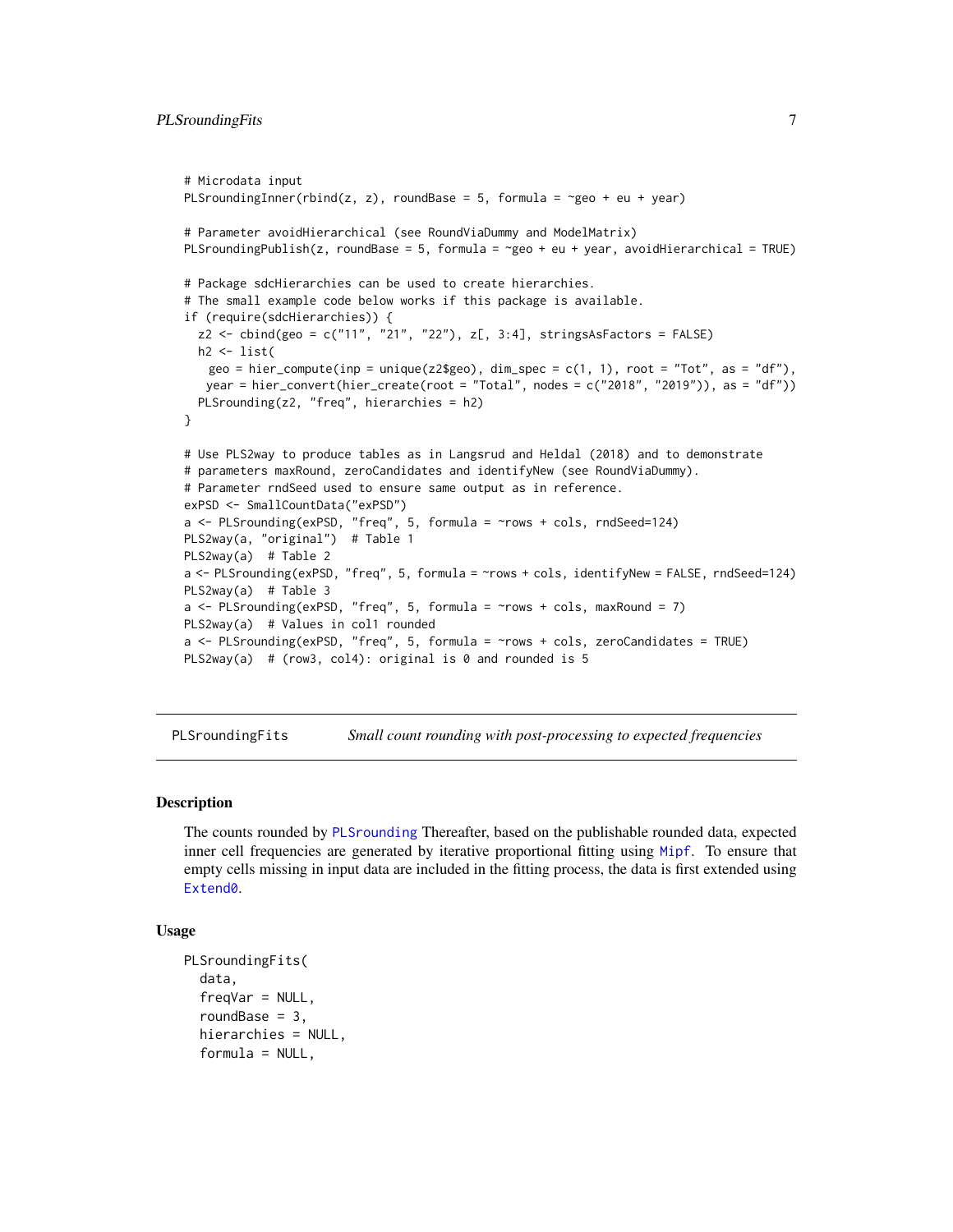```
# Microdata input
PLSroundingInner(rbind(z, z), roundBase = 5, formula = ~geo + eu + year)

# Parameter avoidHierarchical (see RoundViaDummy and ModelMatrix)
PLSroundingPublish(z, roundBase = 5, formula = ~geo + eu + year, avoidHierarchical = TRUE)

# Package sdcHierarchies can be used to create hierarchies.
# The small example code below works if this package is available.
if (require(sdcHierarchies)) {
  z2 <- cbind(geo = c("11", "21", "22"), z[, 3:4], stringsAsFactors = FALSE)
  h2 <- list(
   geo = hier_compute(inp = unique(z2$geo), dim_spec = c(1, 1), root = "Tot", as = "df"),
   year = hier_convert(hier_create(root = "Total", nodes = c("2018", "2019")), as = "df"))
  PLSrounding(z2, "freq", hierarchies = h2)
}

# Use PLS2way to produce tables as in Langsrud and Heldal (2018) and to demonstrate
# parameters maxRound, zeroCandidates and identifyNew (see RoundViaDummy).
# Parameter rndSeed used to ensure same output as in reference.
exPSD <- SmallCountData("exPSD")
a <- PLSrounding(exPSD, "freq", 5, formula = ~rows + cols, rndSeed=124)
PLS2way(a, "original")  # Table 1
PLS2way(a)  # Table 2
a <- PLSrounding(exPSD, "freq", 5, formula = ~rows + cols, identifyNew = FALSE, rndSeed=124)
PLS2way(a)  # Table 3
a <- PLSrounding(exPSD, "freq", 5, formula = ~rows + cols, maxRound = 7)
PLS2way(a)  # Values in col1 rounded
a <- PLSrounding(exPSD, "freq", 5, formula = ~rows + cols, zeroCandidates = TRUE)
PLS2way(a)  # (row3, col4): original is 0 and rounded is 5
```

## PLSroundingFits — *Small count rounding with post-processing to expected frequencies*

### Description

The counts rounded by PLSrounding Thereafter, based on the publishable rounded data, expected inner cell frequencies are generated by iterative proportional fitting using Mipf. To ensure that empty cells missing in input data are included in the fitting process, the data is first extended using Extend0.

### Usage

```
PLSroundingFits(
  data,
  freqVar = NULL,
  roundBase = 3,
  hierarchies = NULL,
  formula = NULL,
```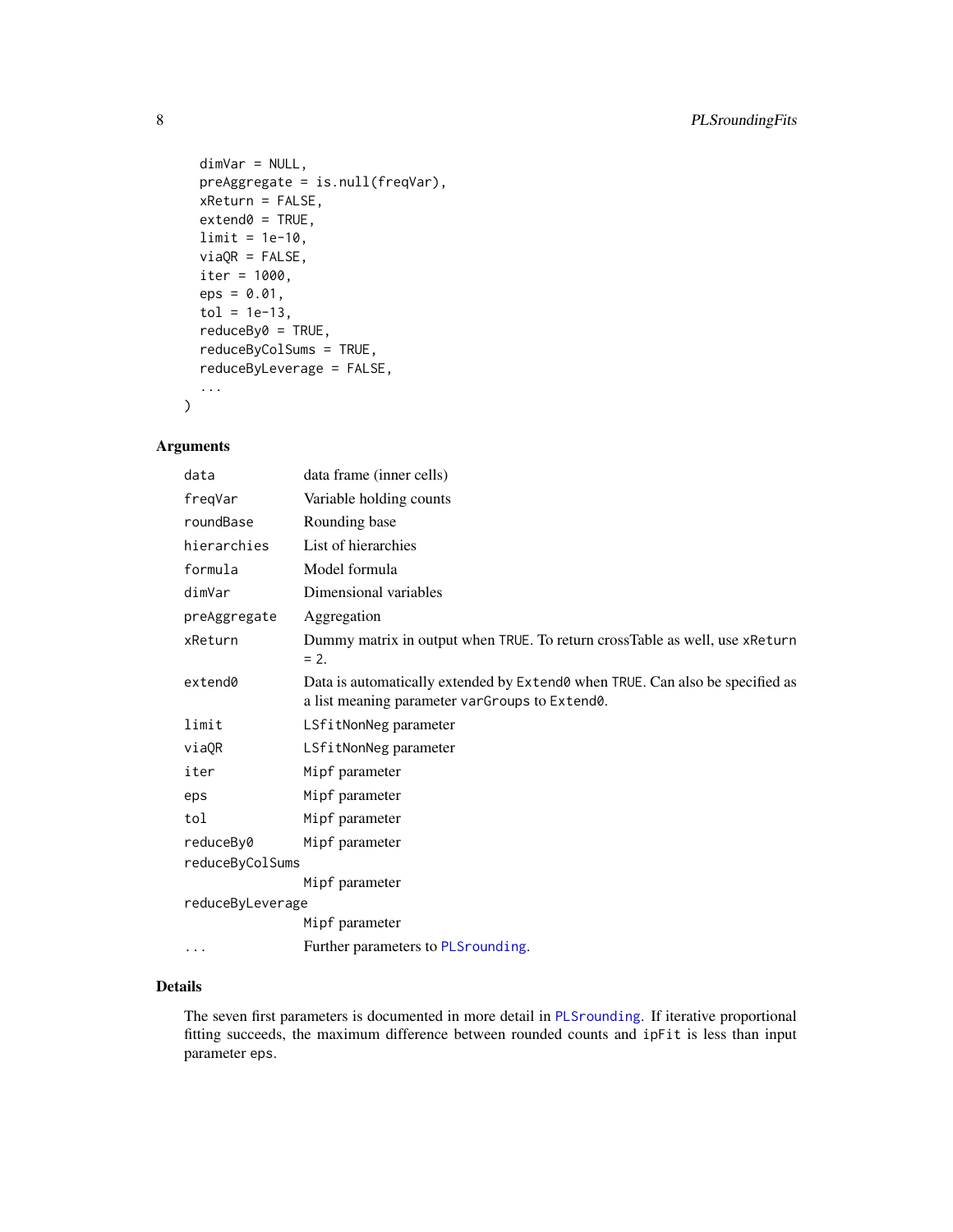```
  dimVar = NULL,
  preAggregate = is.null(freqVar),
  xReturn = FALSE,
  extend0 = TRUE,
  limit = 1e-10,
  viaQR = FALSE,
  iter = 1000,
  eps = 0.01,
  tol = 1e-13,
  reduceBy0 = TRUE,
  reduceByColSums = TRUE,
  reduceByLeverage = FALSE,
  ...
)
```

## Arguments

| | |
|---|---|
| data | data frame (inner cells) |
| freqVar | Variable holding counts |
| roundBase | Rounding base |
| hierarchies | List of hierarchies |
| formula | Model formula |
| dimVar | Dimensional variables |
| preAggregate | Aggregation |
| xReturn | Dummy matrix in output when TRUE. To return crossTable as well, use xReturn = 2. |
| extend0 | Data is automatically extended by Extend0 when TRUE. Can also be specified as a list meaning parameter varGroups to Extend0. |
| limit | LSfitNonNeg parameter |
| viaQR | LSfitNonNeg parameter |
| iter | Mipf parameter |
| eps | Mipf parameter |
| tol | Mipf parameter |
| reduceBy0 | Mipf parameter |
| reduceByColSums | Mipf parameter |
| reduceByLeverage | Mipf parameter |
| ... | Further parameters to PLSrounding. |

## Details

The seven first parameters is documented in more detail in PLSrounding. If iterative proportional fitting succeeds, the maximum difference between rounded counts and ipFit is less than input parameter eps.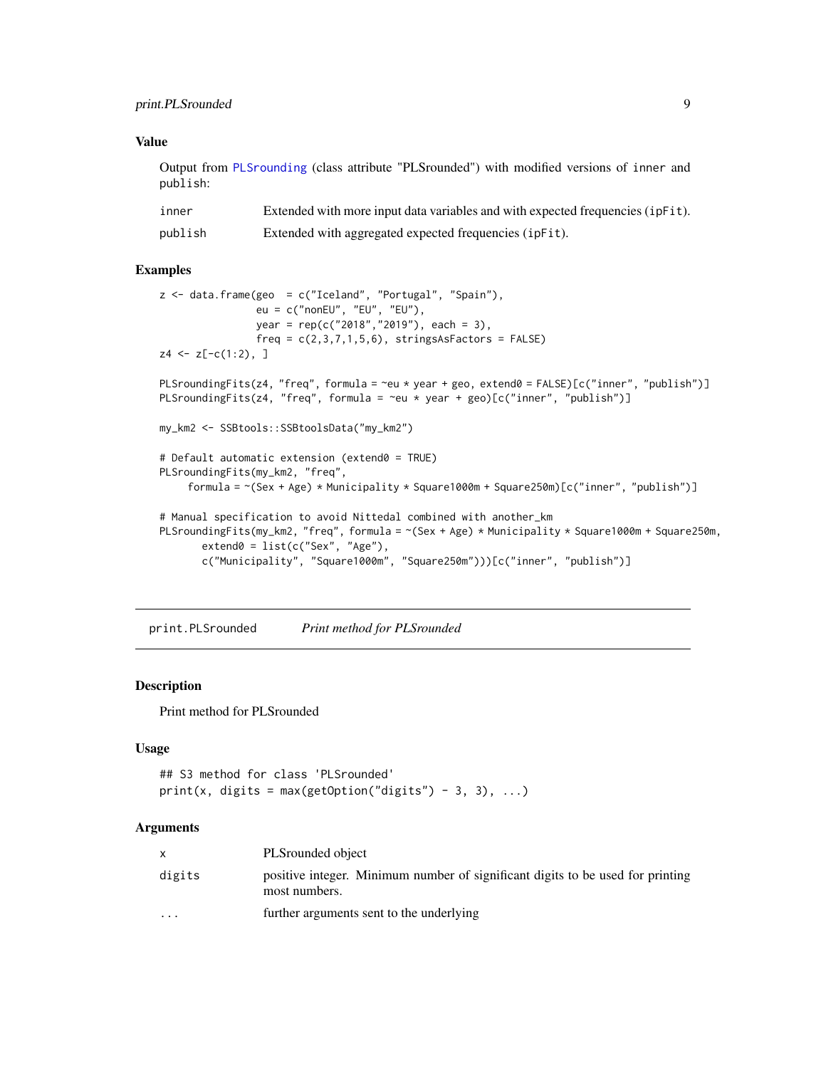### Value

Output from PLSrounding (class attribute "PLSrounded") with modified versions of inner and publish:

| | |
|---|---|
| inner | Extended with more input data variables and with expected frequencies (ipFit). |
| publish | Extended with aggregated expected frequencies (ipFit). |

### Examples

```
z <- data.frame(geo  = c("Iceland", "Portugal", "Spain"),
                eu = c("nonEU", "EU", "EU"),
                year = rep(c("2018","2019"), each = 3),
                freq = c(2,3,7,1,5,6), stringsAsFactors = FALSE)
z4 <- z[-c(1:2), ]

PLSroundingFits(z4, "freq", formula = ~eu * year + geo, extend0 = FALSE)[c("inner", "publish")]
PLSroundingFits(z4, "freq", formula = ~eu * year + geo)[c("inner", "publish")]

my_km2 <- SSBtools::SSBtoolsData("my_km2")

# Default automatic extension (extend0 = TRUE)
PLSroundingFits(my_km2, "freq",
     formula = ~(Sex + Age) * Municipality * Square1000m + Square250m)[c("inner", "publish")]

# Manual specification to avoid Nittedal combined with another_km
PLSroundingFits(my_km2, "freq", formula = ~(Sex + Age) * Municipality * Square1000m + Square250m,
       extend0 = list(c("Sex", "Age"),
       c("Municipality", "Square1000m", "Square250m")))[c("inner", "publish")]
```

---

## print.PLSrounded — *Print method for PLSrounded*

### Description

Print method for PLSrounded

### Usage

```
## S3 method for class 'PLSrounded'
print(x, digits = max(getOption("digits") - 3, 3), ...)
```

### Arguments

| | |
|---|---|
| x | PLSrounded object |
| digits | positive integer. Minimum number of significant digits to be used for printing most numbers. |
| ... | further arguments sent to the underlying |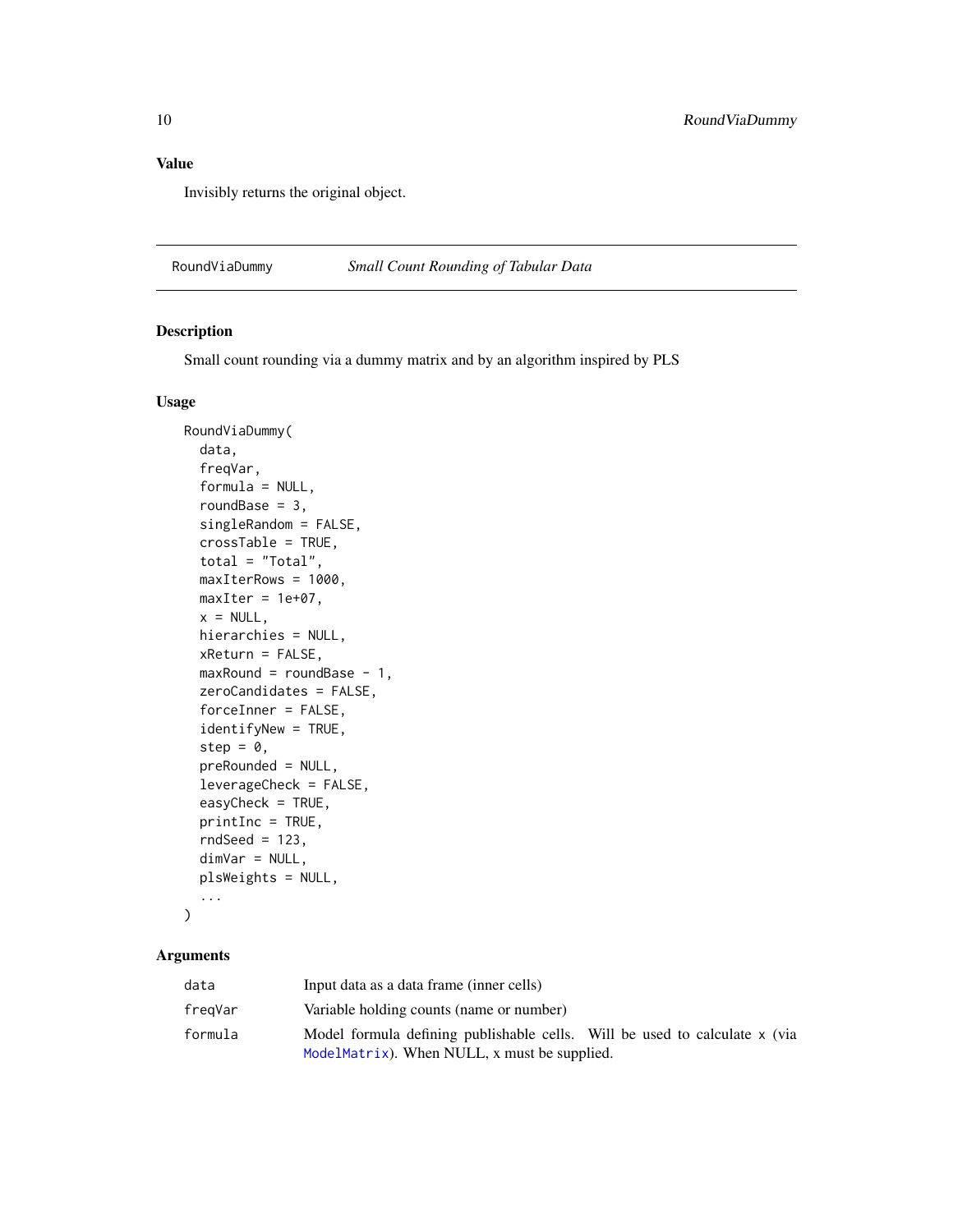## Value

Invisibly returns the original object.

---

RoundViaDummy *Small Count Rounding of Tabular Data*

---

## Description

Small count rounding via a dummy matrix and by an algorithm inspired by PLS

## Usage

```
RoundViaDummy(
  data,
  freqVar,
  formula = NULL,
  roundBase = 3,
  singleRandom = FALSE,
  crossTable = TRUE,
  total = "Total",
  maxIterRows = 1000,
  maxIter = 1e+07,
  x = NULL,
  hierarchies = NULL,
  xReturn = FALSE,
  maxRound = roundBase - 1,
  zeroCandidates = FALSE,
  forceInner = FALSE,
  identifyNew = TRUE,
  step = 0,
  preRounded = NULL,
  leverageCheck = FALSE,
  easyCheck = TRUE,
  printInc = TRUE,
  rndSeed = 123,
  dimVar = NULL,
  plsWeights = NULL,
  ...
)
```

## Arguments

| | |
|---|---|
| data | Input data as a data frame (inner cells) |
| freqVar | Variable holding counts (name or number) |
| formula | Model formula defining publishable cells. Will be used to calculate x (via ModelMatrix). When NULL, x must be supplied. |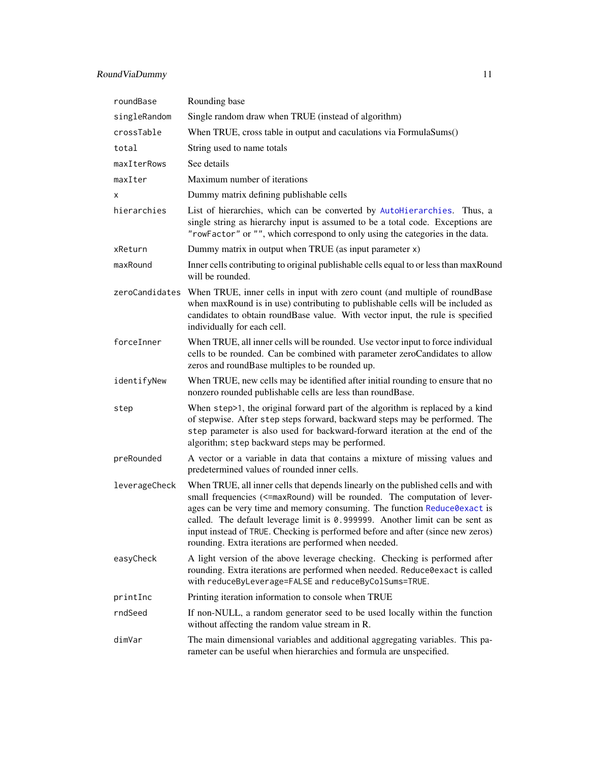| | |
|---|---|
| `roundBase` | Rounding base |
| `singleRandom` | Single random draw when TRUE (instead of algorithm) |
| `crossTable` | When TRUE, cross table in output and caculations via FormulaSums() |
| `total` | String used to name totals |
| `maxIterRows` | See details |
| `maxIter` | Maximum number of iterations |
| `x` | Dummy matrix defining publishable cells |
| `hierarchies` | List of hierarchies, which can be converted by AutoHierarchies. Thus, a single string as hierarchy input is assumed to be a total code. Exceptions are `"rowFactor"` or `""`, which correspond to only using the categories in the data. |
| `xReturn` | Dummy matrix in output when TRUE (as input parameter `x`) |
| `maxRound` | Inner cells contributing to original publishable cells equal to or less than maxRound will be rounded. |
| `zeroCandidates` | When TRUE, inner cells in input with zero count (and multiple of roundBase when maxRound is in use) contributing to publishable cells will be included as candidates to obtain roundBase value. With vector input, the rule is specified individually for each cell. |
| `forceInner` | When TRUE, all inner cells will be rounded. Use vector input to force individual cells to be rounded. Can be combined with parameter zeroCandidates to allow zeros and roundBase multiples to be rounded up. |
| `identifyNew` | When TRUE, new cells may be identified after initial rounding to ensure that no nonzero rounded publishable cells are less than roundBase. |
| `step` | When `step>1`, the original forward part of the algorithm is replaced by a kind of stepwise. After `step` steps forward, backward steps may be performed. The `step` parameter is also used for backward-forward iteration at the end of the algorithm; `step` backward steps may be performed. |
| `preRounded` | A vector or a variable in data that contains a mixture of missing values and predetermined values of rounded inner cells. |
| `leverageCheck` | When TRUE, all inner cells that depends linearly on the published cells and with small frequencies (<=maxRound) will be rounded. The computation of leverages can be very time and memory consuming. The function Reduce0exact is called. The default leverage limit is `0.999999`. Another limit can be sent as input instead of `TRUE`. Checking is performed before and after (since new zeros) rounding. Extra iterations are performed when needed. |
| `easyCheck` | A light version of the above leverage checking. Checking is performed after rounding. Extra iterations are performed when needed. `Reduce0exact` is called with `reduceByLeverage=FALSE` and `reduceByColSums=TRUE`. |
| `printInc` | Printing iteration information to console when TRUE |
| `rndSeed` | If non-NULL, a random generator seed to be used locally within the function without affecting the random value stream in R. |
| `dimVar` | The main dimensional variables and additional aggregating variables. This parameter can be useful when hierarchies and formula are unspecified. |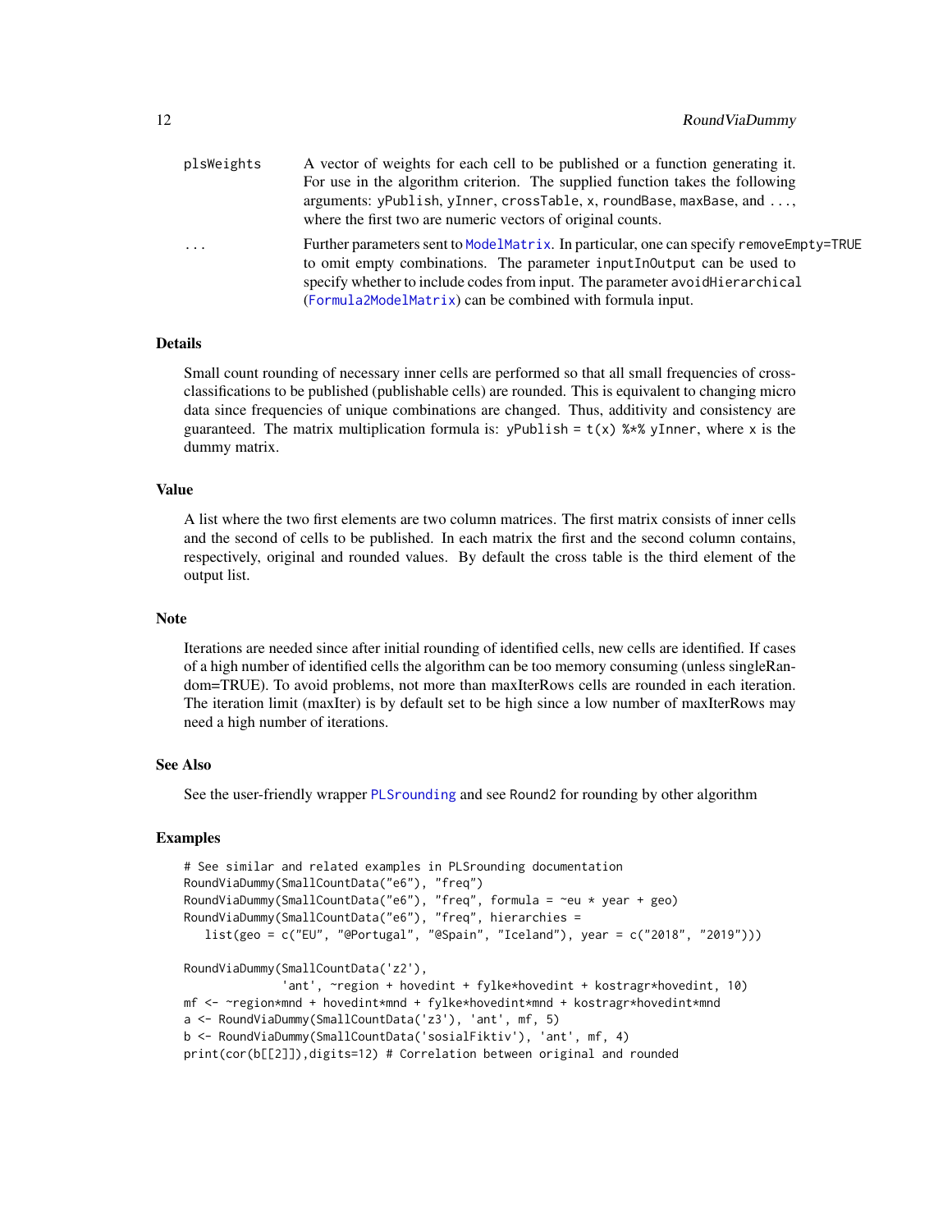| | |
|---|---|
| plsWeights | A vector of weights for each cell to be published or a function generating it. For use in the algorithm criterion. The supplied function takes the following arguments: yPublish, yInner, crossTable, x, roundBase, maxBase, and ..., where the first two are numeric vectors of original counts. |
| ... | Further parameters sent to ModelMatrix. In particular, one can specify removeEmpty=TRUE to omit empty combinations. The parameter inputInOutput can be used to specify whether to include codes from input. The parameter avoidHierarchical (Formula2ModelMatrix) can be combined with formula input. |

## Details

Small count rounding of necessary inner cells are performed so that all small frequencies of cross-classifications to be published (publishable cells) are rounded. This is equivalent to changing micro data since frequencies of unique combinations are changed. Thus, additivity and consistency are guaranteed. The matrix multiplication formula is: `yPublish = t(x) %*% yInner`, where `x` is the dummy matrix.

## Value

A list where the two first elements are two column matrices. The first matrix consists of inner cells and the second of cells to be published. In each matrix the first and the second column contains, respectively, original and rounded values. By default the cross table is the third element of the output list.

## Note

Iterations are needed since after initial rounding of identified cells, new cells are identified. If cases of a high number of identified cells the algorithm can be too memory consuming (unless singleRandom=TRUE). To avoid problems, not more than maxIterRows cells are rounded in each iteration. The iteration limit (maxIter) is by default set to be high since a low number of maxIterRows may need a high number of iterations.

## See Also

See the user-friendly wrapper PLSrounding and see Round2 for rounding by other algorithm

## Examples

```
# See similar and related examples in PLSrounding documentation
RoundViaDummy(SmallCountData("e6"), "freq")
RoundViaDummy(SmallCountData("e6"), "freq", formula = ~eu * year + geo)
RoundViaDummy(SmallCountData("e6"), "freq", hierarchies =
   list(geo = c("EU", "@Portugal", "@Spain", "Iceland"), year = c("2018", "2019")))

RoundViaDummy(SmallCountData('z2'),
              'ant', ~region + hovedint + fylke*hovedint + kostragr*hovedint, 10)
mf <- ~region*mnd + hovedint*mnd + fylke*hovedint*mnd + kostragr*hovedint*mnd
a <- RoundViaDummy(SmallCountData('z3'), 'ant', mf, 5)
b <- RoundViaDummy(SmallCountData('sosialFiktiv'), 'ant', mf, 4)
print(cor(b[[2]]),digits=12) # Correlation between original and rounded
```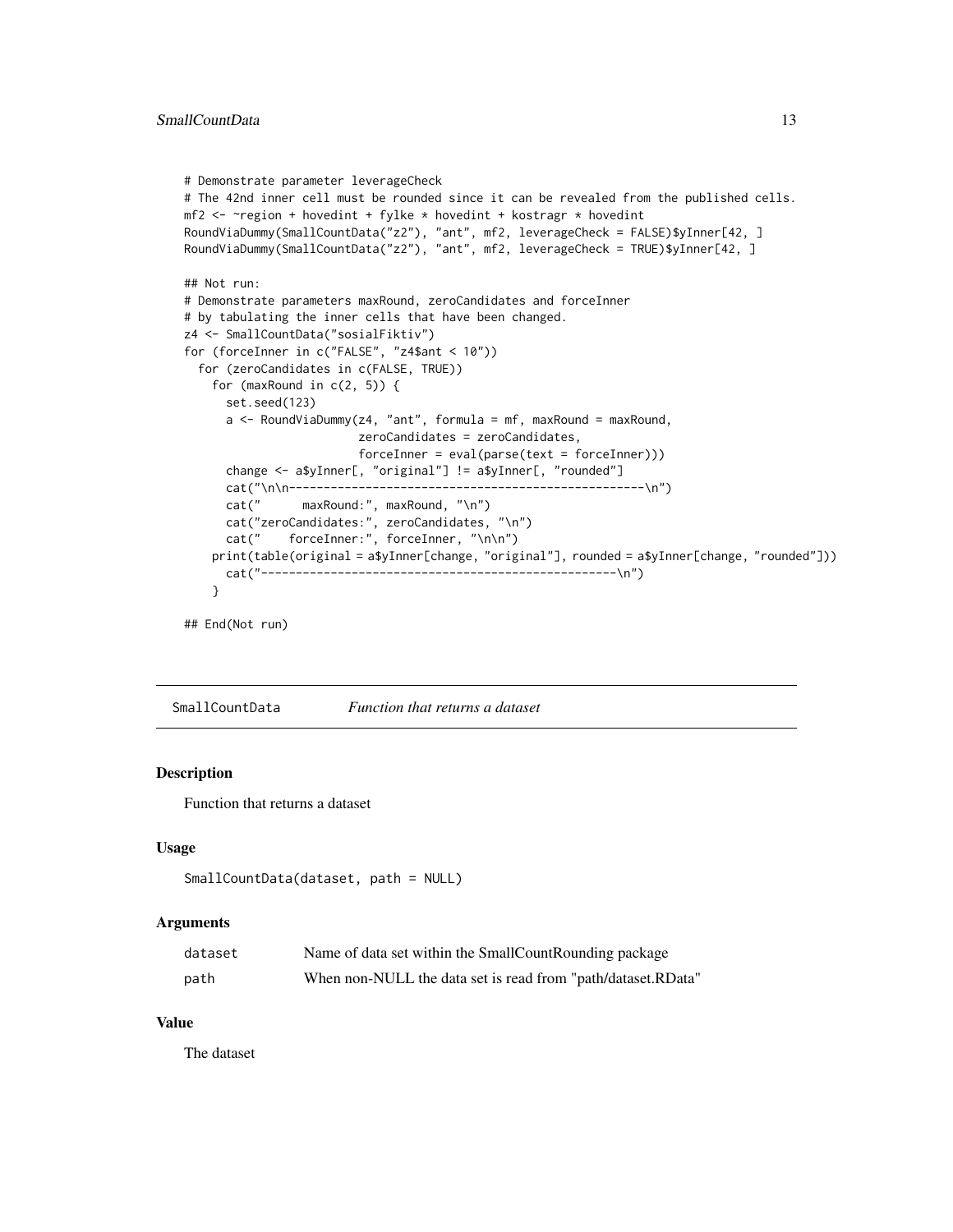```
# Demonstrate parameter leverageCheck
# The 42nd inner cell must be rounded since it can be revealed from the published cells.
mf2 <- ~region + hovedint + fylke * hovedint + kostragr * hovedint
RoundViaDummy(SmallCountData("z2"), "ant", mf2, leverageCheck = FALSE)$yInner[42, ]
RoundViaDummy(SmallCountData("z2"), "ant", mf2, leverageCheck = TRUE)$yInner[42, ]

## Not run:
# Demonstrate parameters maxRound, zeroCandidates and forceInner
# by tabulating the inner cells that have been changed.
z4 <- SmallCountData("sosialFiktiv")
for (forceInner in c("FALSE", "z4$ant < 10"))
  for (zeroCandidates in c(FALSE, TRUE))
    for (maxRound in c(2, 5)) {
      set.seed(123)
      a <- RoundViaDummy(z4, "ant", formula = mf, maxRound = maxRound,
                         zeroCandidates = zeroCandidates,
                         forceInner = eval(parse(text = forceInner)))
      change <- a$yInner[, "original"] != a$yInner[, "rounded"]
      cat("\n\n---------------------------------------------------\n")
      cat("      maxRound:", maxRound, "\n")
      cat("zeroCandidates:", zeroCandidates, "\n")
      cat("    forceInner:", forceInner, "\n\n")
    print(table(original = a$yInner[change, "original"], rounded = a$yInner[change, "rounded"]))
      cat("---------------------------------------------------\n")
    }

## End(Not run)
```

---

## SmallCountData *Function that returns a dataset*

### Description

Function that returns a dataset

### Usage

```
SmallCountData(dataset, path = NULL)
```

### Arguments

| | |
|---|---|
| dataset | Name of data set within the SmallCountRounding package |
| path | When non-NULL the data set is read from "path/dataset.RData" |

### Value

The dataset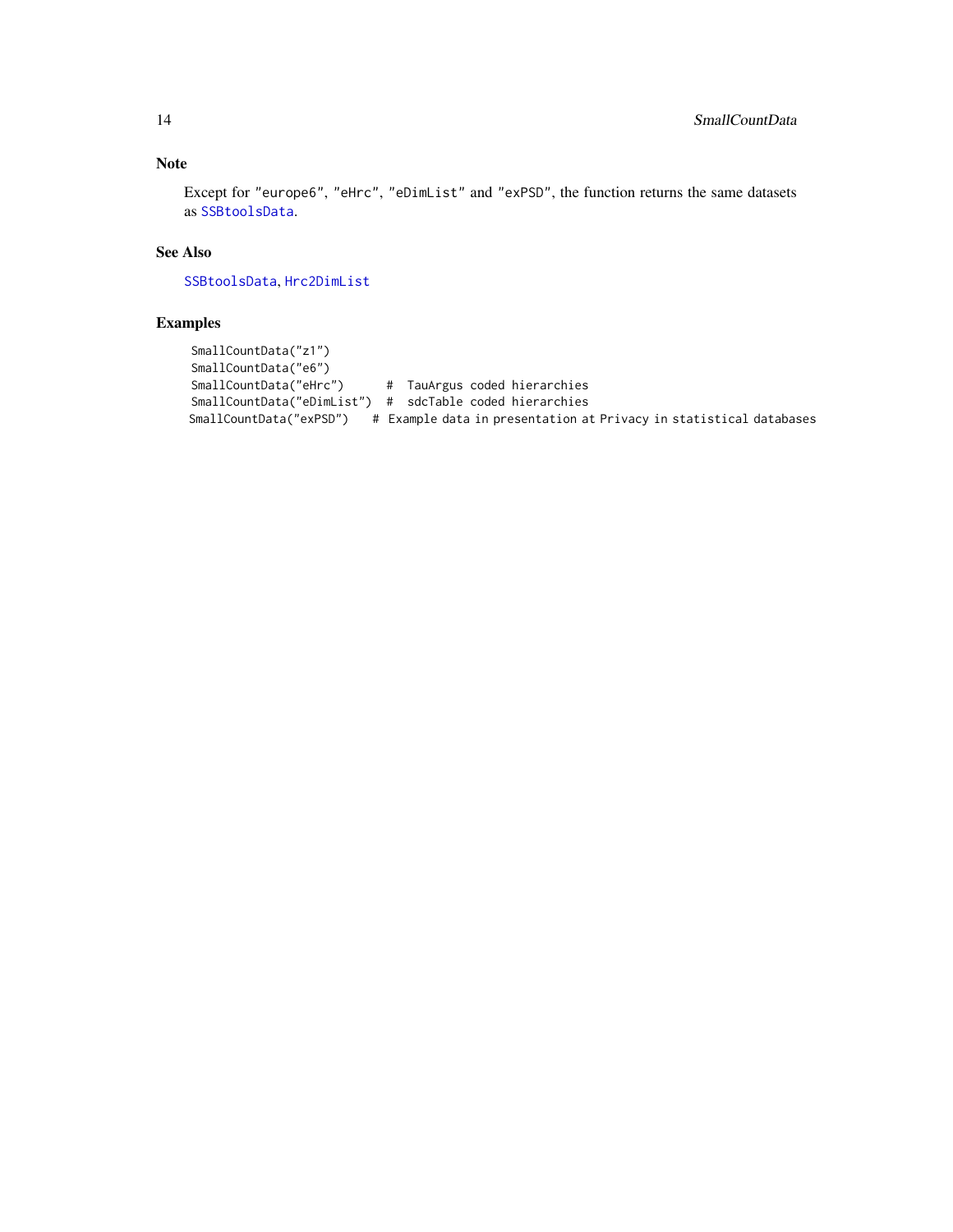## Note

Except for "europe6", "eHrc", "eDimList" and "exPSD", the function returns the same datasets as SSBtoolsData.

## See Also

SSBtoolsData, Hrc2DimList

## Examples

```
SmallCountData("z1")
SmallCountData("e6")
SmallCountData("eHrc")      #  TauArgus coded hierarchies
SmallCountData("eDimList")  #  sdcTable coded hierarchies
SmallCountData("exPSD")    # Example data in presentation at Privacy in statistical databases
```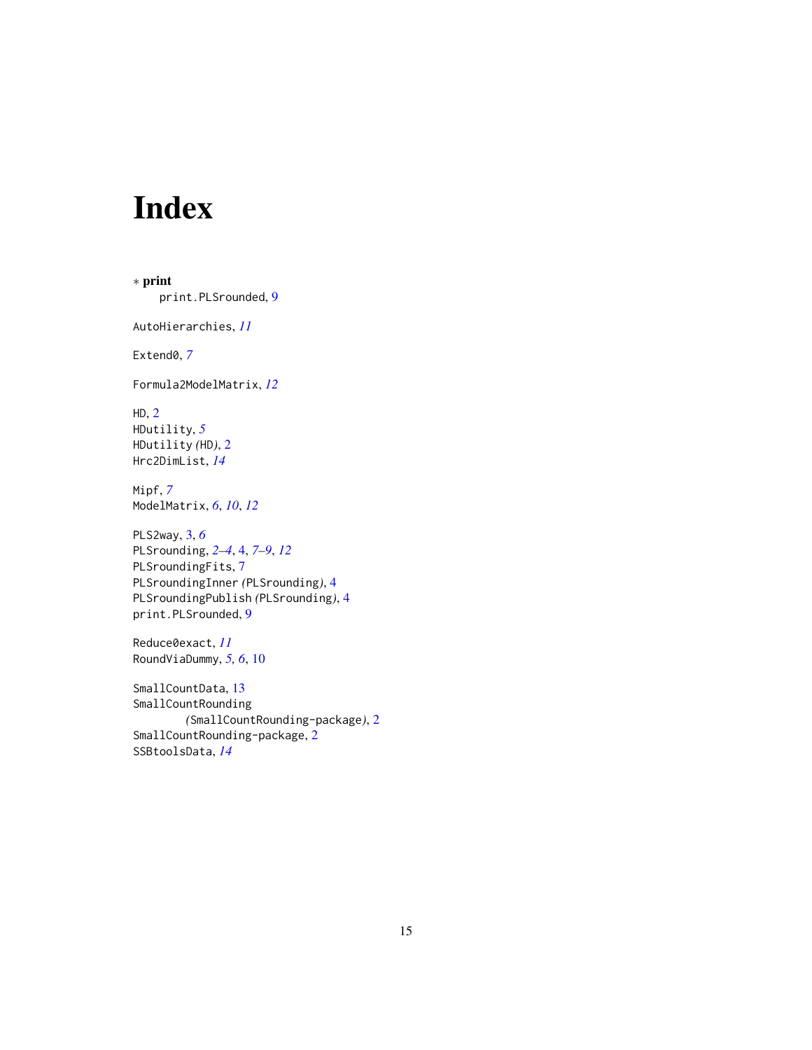# Index

∗ **print**
print.PLSrounded, 9

AutoHierarchies, *11*

Extend0, *7*

Formula2ModelMatrix, *12*

HD, 2
HDutility, *5*
HDutility *(*HD*)*, 2
Hrc2DimList, *14*

Mipf, *7*
ModelMatrix, *6*, *10*, *12*

PLS2way, 3, *6*
PLSrounding, *2–4*, 4, *7–9*, *12*
PLSroundingFits, 7
PLSroundingInner *(*PLSrounding*)*, 4
PLSroundingPublish *(*PLSrounding*)*, 4
print.PLSrounded, 9

Reduce0exact, *11*
RoundViaDummy, *5, 6*, 10

SmallCountData, 13
SmallCountRounding
*(*SmallCountRounding-package*)*, 2
SmallCountRounding-package, 2
SSBtoolsData, *14*